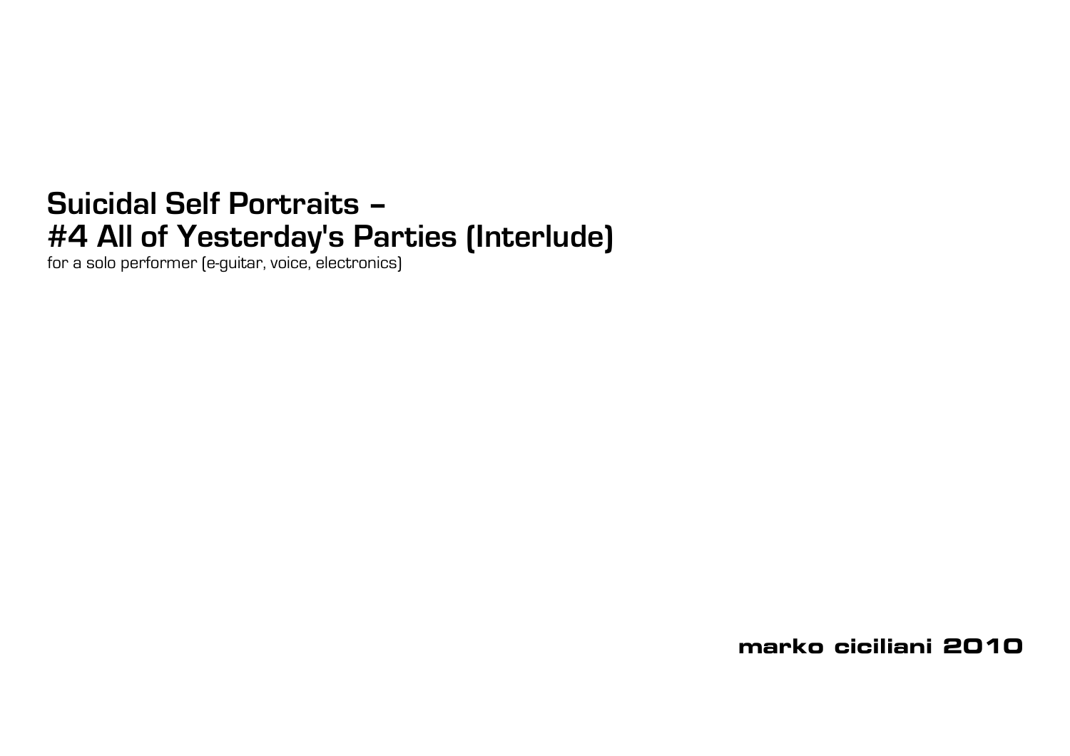# Suicidal Self Portraits –
# #4 All of Yesterday's Parties (Interlude)

for a solo performer (e-guitar, voice, electronics)

**marko ciciliani 2010**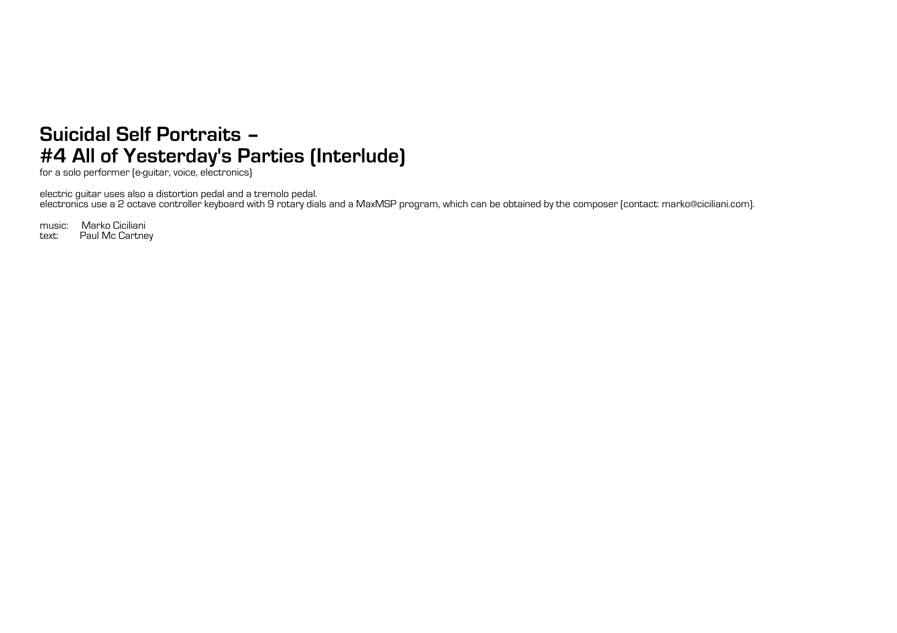# Suicidal Self Portraits –
# #4 All of Yesterday's Parties (Interlude)

for a solo performer (e-guitar, voice, electronics)

electric guitar uses also a distortion pedal and a tremolo pedal.
electronics use a 2 octave controller keyboard with 9 rotary dials and a MaxMSP program, which can be obtained by the composer (contact: marko@ciciliani.com).

music: Marko Ciciliani
text: Paul Mc Cartney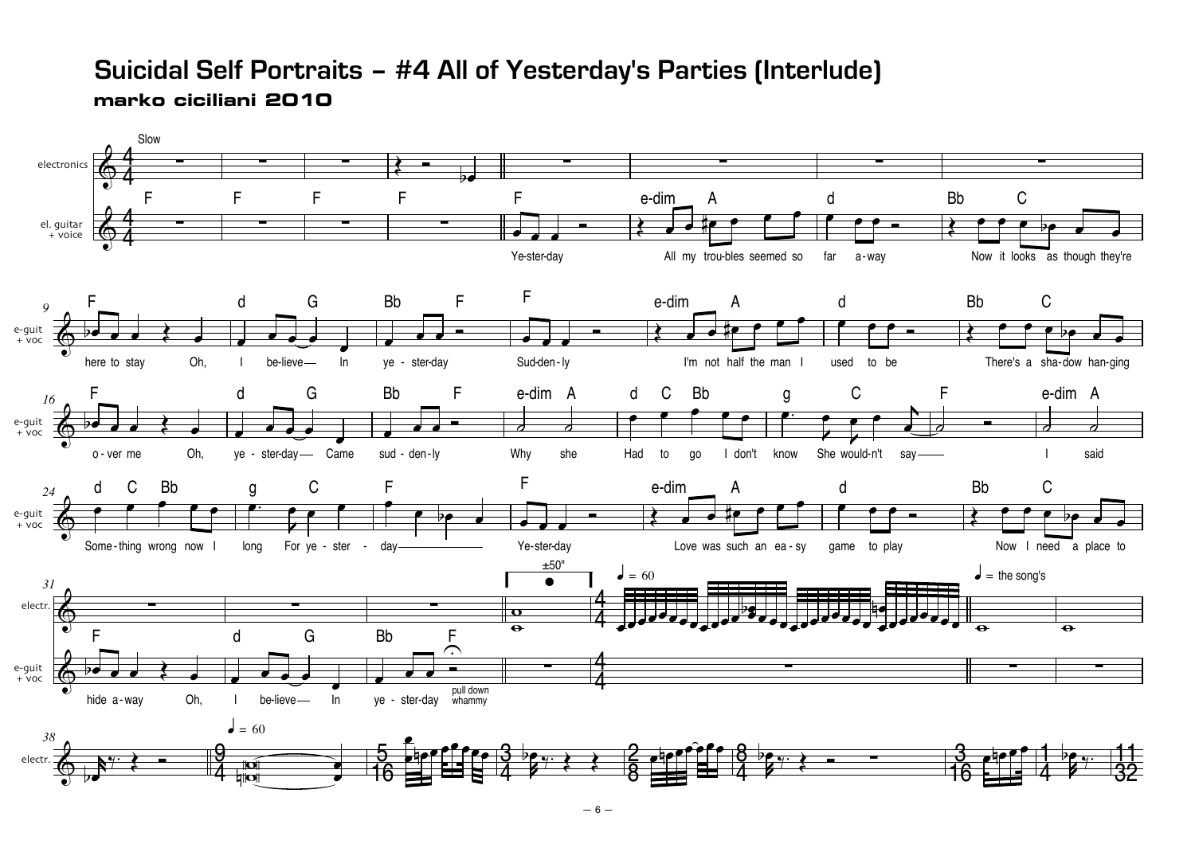# Suicidal Self Portraits – #4 All of Yesterday's Parties (Interlude)

**marko ciciliani 2010**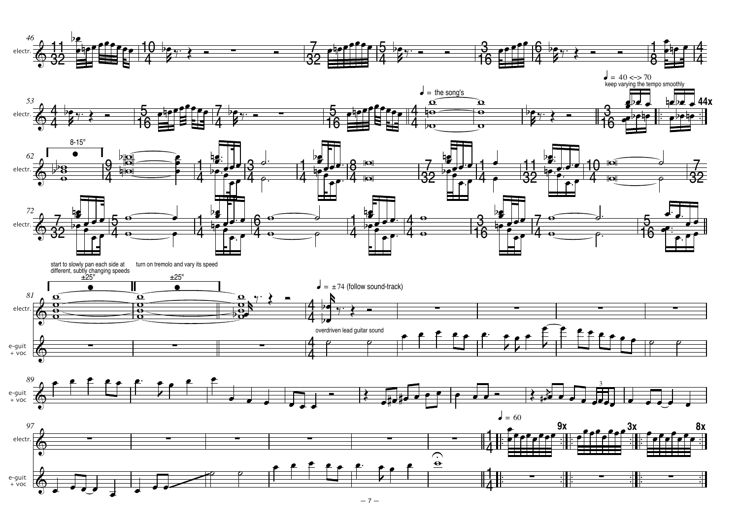46 electr.

53 electr.

♩ = the song's

♩ = 40 <-> 70
keep varying the tempo smoothly

44x

62 electr.

8-15"

72 electr.

start to slowly pan each side at different, subtly changing speeds

±25"

turn on tremolo and vary its speed

±25"

81 electr.

e-guit + voc

♩ = ±74 (follow sound-track)

overdriven lead guitar sound

89 e-guit + voc

97 electr.

e-guit + voc

♩ = 60

9x

3x

8x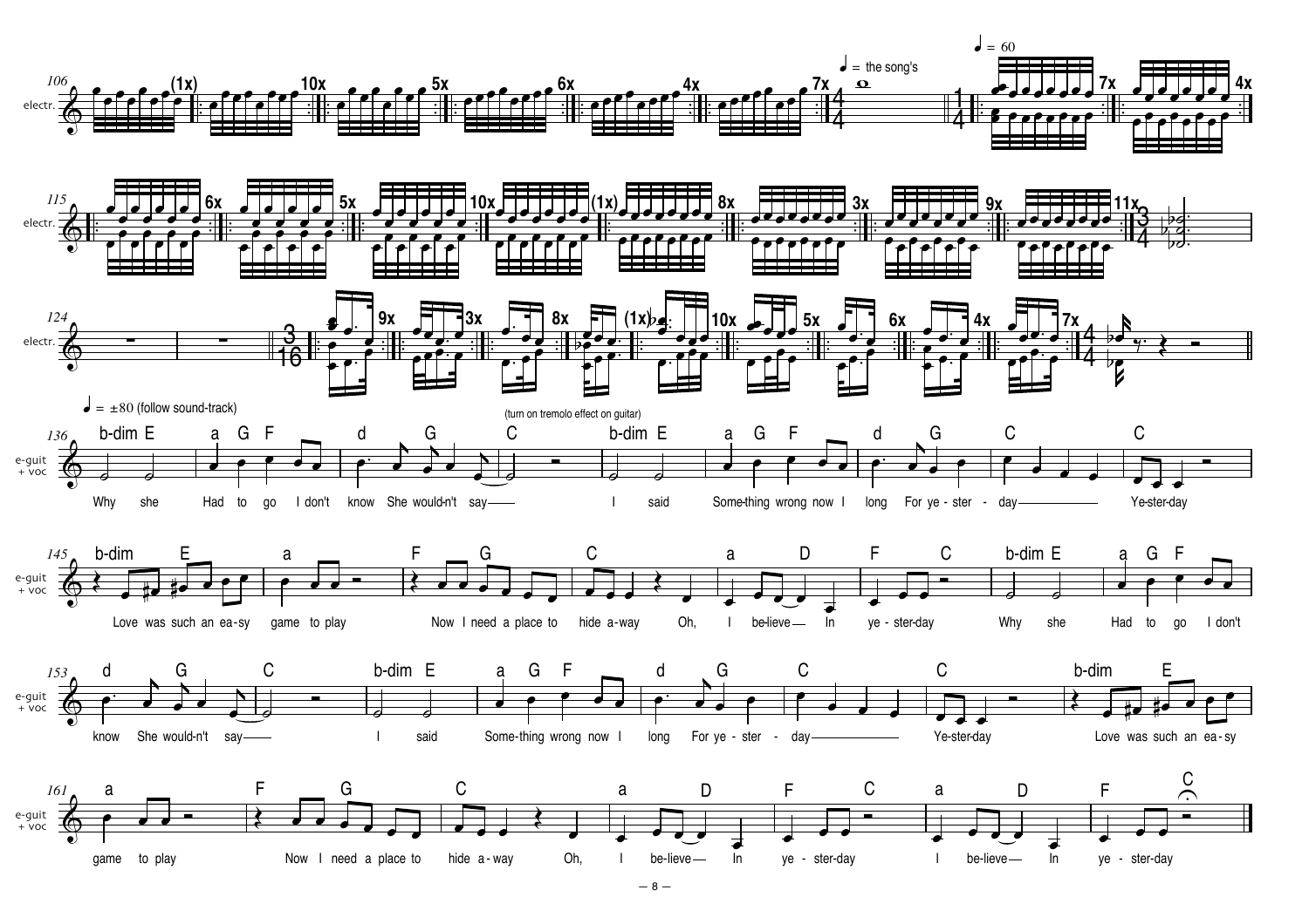♩ = the song's

♩ = 60

♩ = ±80 (follow sound-track)

(turn on tremolo effect on guitar)

electr.

e-guit + voc

Why she Had to go I don't know She would-n't say — I said Some-thing wrong now I long For ye - ster - day — Ye-ster-day

Love was such an ea-sy game to play Now I need a place to hide a-way Oh, I be-lieve — In ye - ster-day Why she Had to go I don't

know She would-n't say — I said Some-thing wrong now I long For ye - ster - day — Ye-ster-day Love was such an ea-sy

game to play Now I need a place to hide a-way Oh, I be-lieve — In ye - ster-day I be-lieve — In ye - ster-day